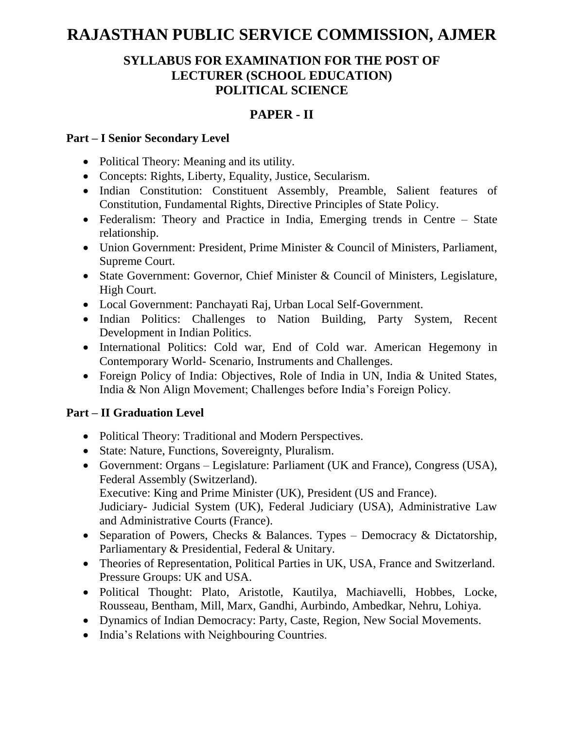# RAJASTHAN PUBLIC SERVICE COMMISSION, AJMER

## SYLLABUS FOR EXAMINATION FOR THE POST OF LECTURER (SCHOOL EDUCATION) POLITICAL SCIENCE

## PAPER - II

### Part – I Senior Secondary Level

- Political Theory: Meaning and its utility.
- Concepts: Rights, Liberty, Equality, Justice, Secularism.
- Indian Constitution: Constituent Assembly, Preamble, Salient features of Constitution, Fundamental Rights, Directive Principles of State Policy.
- Federalism: Theory and Practice in India, Emerging trends in Centre – State relationship.
- Union Government: President, Prime Minister & Council of Ministers, Parliament, Supreme Court.
- State Government: Governor, Chief Minister & Council of Ministers, Legislature, High Court.
- Local Government: Panchayati Raj, Urban Local Self-Government.
- Indian Politics: Challenges to Nation Building, Party System, Recent Development in Indian Politics.
- International Politics: Cold war, End of Cold war. American Hegemony in Contemporary World- Scenario, Instruments and Challenges.
- Foreign Policy of India: Objectives, Role of India in UN, India & United States, India & Non Align Movement; Challenges before India's Foreign Policy.

### Part – II Graduation Level

- Political Theory: Traditional and Modern Perspectives.
- State: Nature, Functions, Sovereignty, Pluralism.
- Government: Organs – Legislature: Parliament (UK and France), Congress (USA), Federal Assembly (Switzerland).
  Executive: King and Prime Minister (UK), President (US and France).
  Judiciary- Judicial System (UK), Federal Judiciary (USA), Administrative Law and Administrative Courts (France).
- Separation of Powers, Checks & Balances. Types – Democracy & Dictatorship, Parliamentary & Presidential, Federal & Unitary.
- Theories of Representation, Political Parties in UK, USA, France and Switzerland. Pressure Groups: UK and USA.
- Political Thought: Plato, Aristotle, Kautilya, Machiavelli, Hobbes, Locke, Rousseau, Bentham, Mill, Marx, Gandhi, Aurbindo, Ambedkar, Nehru, Lohiya.
- Dynamics of Indian Democracy: Party, Caste, Region, New Social Movements.
- India's Relations with Neighbouring Countries.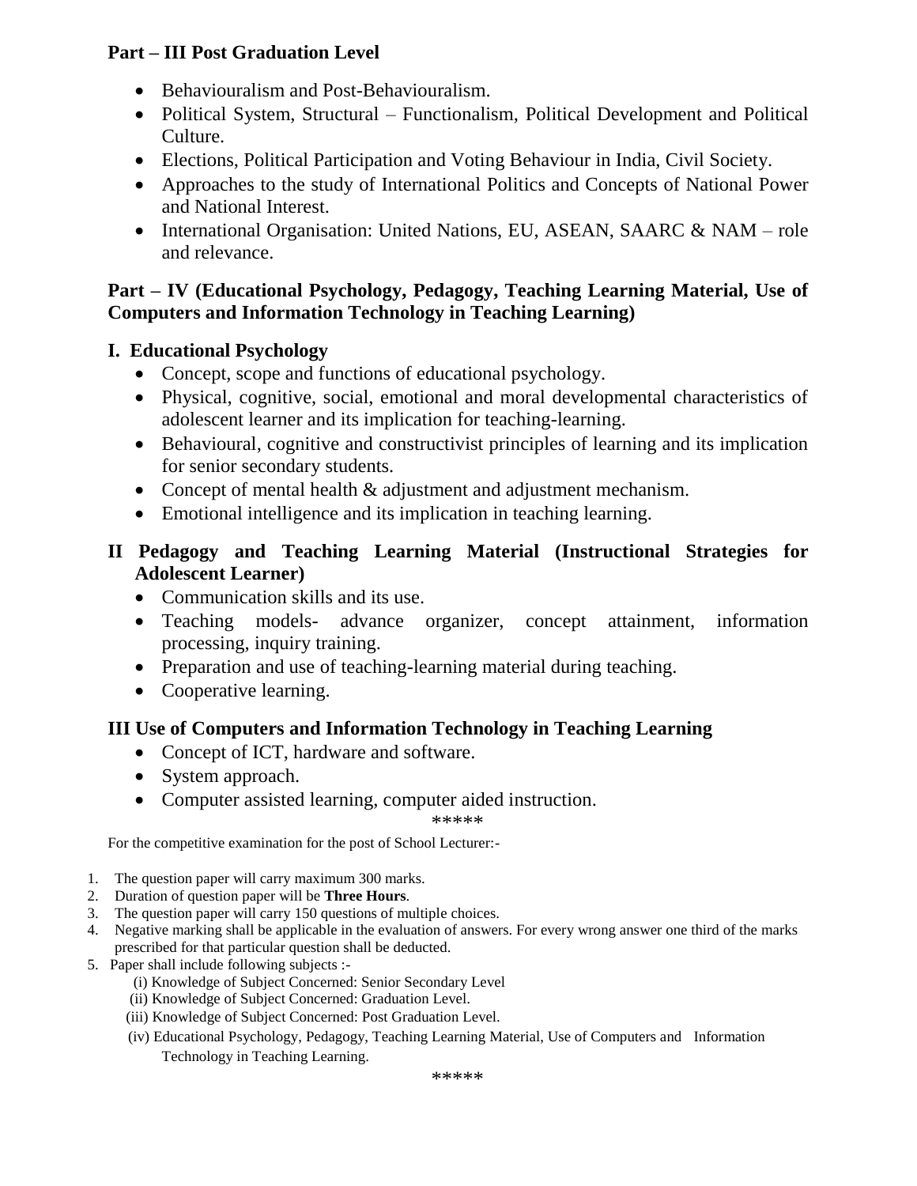## Part – III Post Graduation Level

- Behaviouralism and Post-Behaviouralism.
- Political System, Structural – Functionalism, Political Development and Political Culture.
- Elections, Political Participation and Voting Behaviour in India, Civil Society.
- Approaches to the study of International Politics and Concepts of National Power and National Interest.
- International Organisation: United Nations, EU, ASEAN, SAARC & NAM – role and relevance.

## Part – IV (Educational Psychology, Pedagogy, Teaching Learning Material, Use of Computers and Information Technology in Teaching Learning)

### I. Educational Psychology

- Concept, scope and functions of educational psychology.
- Physical, cognitive, social, emotional and moral developmental characteristics of adolescent learner and its implication for teaching-learning.
- Behavioural, cognitive and constructivist principles of learning and its implication for senior secondary students.
- Concept of mental health & adjustment and adjustment mechanism.
- Emotional intelligence and its implication in teaching learning.

### II Pedagogy and Teaching Learning Material (Instructional Strategies for Adolescent Learner)

- Communication skills and its use.
- Teaching models- advance organizer, concept attainment, information processing, inquiry training.
- Preparation and use of teaching-learning material during teaching.
- Cooperative learning.

### III Use of Computers and Information Technology in Teaching Learning

- Concept of ICT, hardware and software.
- System approach.
- Computer assisted learning, computer aided instruction.

*****

For the competitive examination for the post of School Lecturer:-

1. The question paper will carry maximum 300 marks.
2. Duration of question paper will be **Three Hours**.
3. The question paper will carry 150 questions of multiple choices.
4. Negative marking shall be applicable in the evaluation of answers. For every wrong answer one third of the marks prescribed for that particular question shall be deducted.
5. Paper shall include following subjects :-
   (i) Knowledge of Subject Concerned: Senior Secondary Level
   (ii) Knowledge of Subject Concerned: Graduation Level.
   (iii) Knowledge of Subject Concerned: Post Graduation Level.
   (iv) Educational Psychology, Pedagogy, Teaching Learning Material, Use of Computers and Information Technology in Teaching Learning.

*****